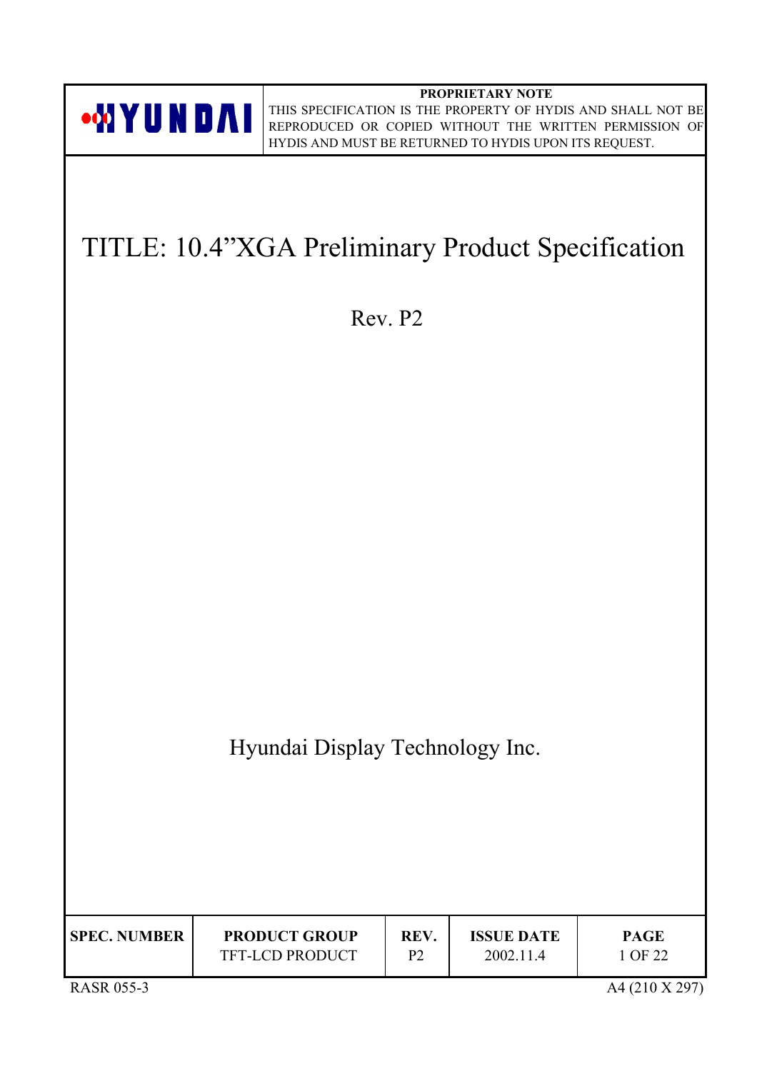HYUNDAI

**PROPRIETARY NOTE**

THIS SPECIFICATION IS THE PROPERTY OF HYDIS AND SHALL NOT BE REPRODUCED OR COPIED WITHOUT THE WRITTEN PERMISSION OF HYDIS AND MUST BE RETURNED TO HYDIS UPON ITS REQUEST.

# TITLE: 10.4"XGA Preliminary Product Specification

Rev. P2

Hyundai Display Technology Inc.

| SPEC. NUMBER | PRODUCT GROUP | REV. | ISSUE DATE | PAGE |
|---|---|---|---|---|
| | TFT-LCD PRODUCT | P2 | 2002.11.4 | 1 OF 22 |

RASR 055-3

A4 (210 X 297)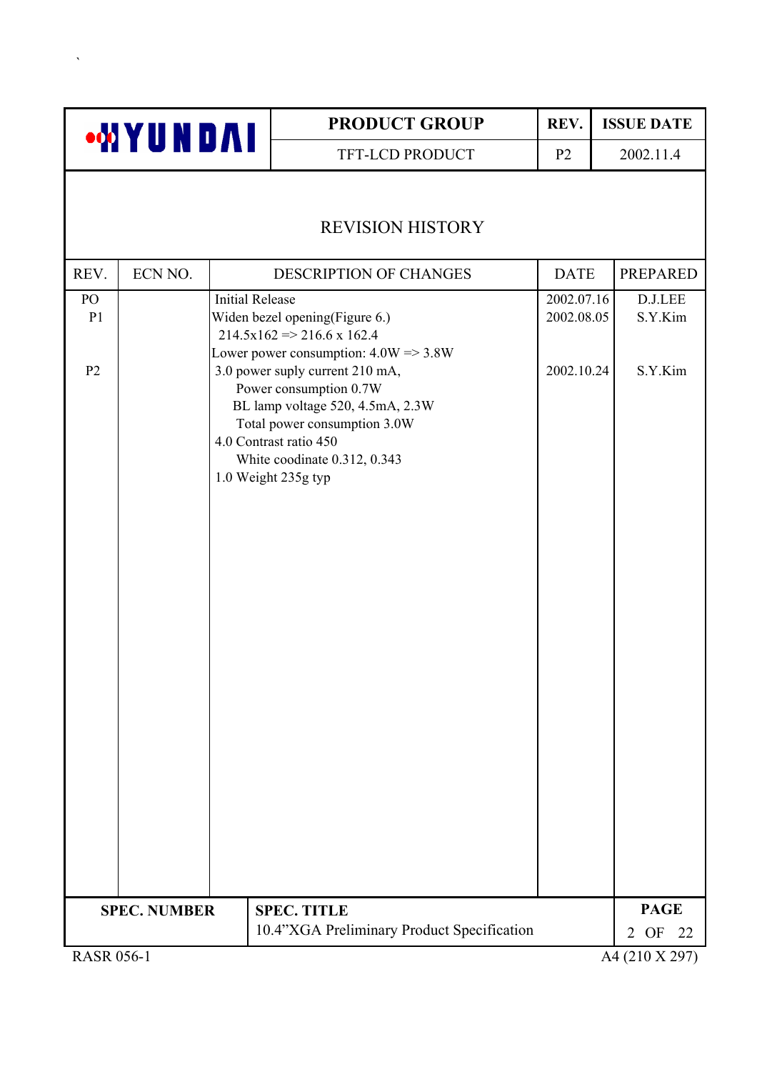| PRODUCT GROUP | REV. | ISSUE DATE |
|---|---|---|
| TFT-LCD PRODUCT | P2 | 2002.11.4 |

# REVISION HISTORY

| REV. | ECN NO. | DESCRIPTION OF CHANGES | DATE | PREPARED |
|---|---|---|---|---|
| PO | | Initial Release | 2002.07.16 | D.J.LEE |
| P1 | | Widen bezel opening(Figure 6.)<br>214.5x162 => 216.6 x 162.4<br>Lower power consumption: 4.0W => 3.8W | 2002.08.05 | S.Y.Kim |
| P2 | | 3.0 power suply current 210 mA,<br>Power consumption 0.7W<br>BL lamp voltage 520, 4.5mA, 2.3W<br>Total power consumption 3.0W<br>4.0 Contrast ratio 450<br>White coodinate 0.312, 0.343<br>1.0 Weight 235g typ | 2002.10.24 | S.Y.Kim |

| SPEC. NUMBER | SPEC. TITLE |
|---|---|
| | 10.4"XGA Preliminary Product Specification |

RASR 056-1 A4 (210 X 297)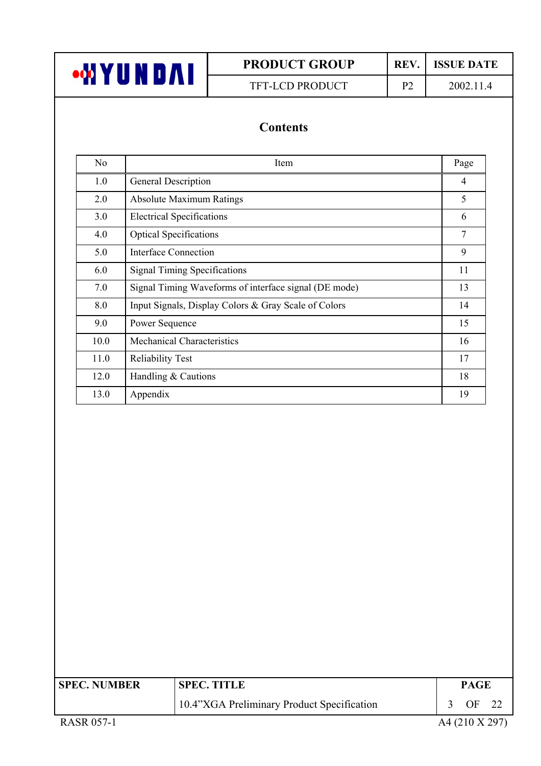# Contents

| No | Item | Page |
|---|---|---|
| 1.0 | General Description | 4 |
| 2.0 | Absolute Maximum Ratings | 5 |
| 3.0 | Electrical Specifications | 6 |
| 4.0 | Optical Specifications | 7 |
| 5.0 | Interface Connection | 9 |
| 6.0 | Signal Timing Specifications | 11 |
| 7.0 | Signal Timing Waveforms of interface signal (DE mode) | 13 |
| 8.0 | Input Signals, Display Colors & Gray Scale of Colors | 14 |
| 9.0 | Power Sequence | 15 |
| 10.0 | Mechanical Characteristics | 16 |
| 11.0 | Reliability Test | 17 |
| 12.0 | Handling & Cautions | 18 |
| 13.0 | Appendix | 19 |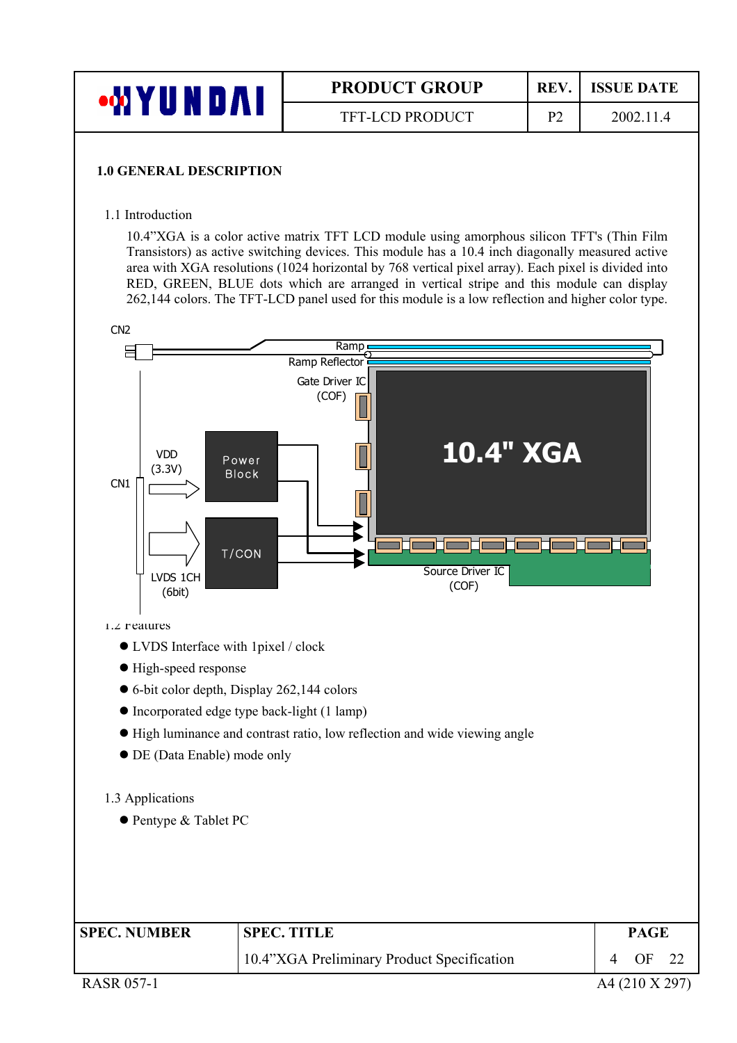## 1.0 GENERAL DESCRIPTION

### 1.1 Introduction

10.4"XGA is a color active matrix TFT LCD module using amorphous silicon TFT's (Thin Film Transistors) as active switching devices. This module has a 10.4 inch diagonally measured active area with XGA resolutions (1024 horizontal by 768 vertical pixel array). Each pixel is divided into RED, GREEN, BLUE dots which are arranged in vertical stripe and this module can display 262,144 colors. The TFT-LCD panel used for this module is a low reflection and higher color type.

CN2 Ramp Ramp Reflector Gate Driver IC (COF) 10.4" XGA CN1 VDD (3.3V) Power Block T/CON LVDS 1CH (6bit) Source Driver IC (COF)

### 1.2 Features

- LVDS Interface with 1pixel / clock
- High-speed response
- 6-bit color depth, Display 262,144 colors
- Incorporated edge type back-light (1 lamp)
- High luminance and contrast ratio, low reflection and wide viewing angle
- DE (Data Enable) mode only

### 1.3 Applications

- Pentype & Tablet PC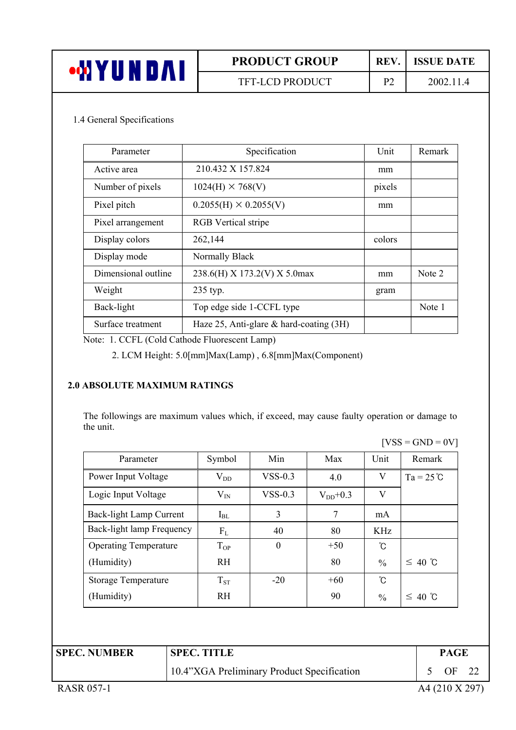1.4 General Specifications

| Parameter | Specification | Unit | Remark |
|---|---|---|---|
| Active area | 210.432 X 157.824 | mm | |
| Number of pixels | 1024(H) × 768(V) | pixels | |
| Pixel pitch | 0.2055(H) × 0.2055(V) | mm | |
| Pixel arrangement | RGB Vertical stripe | | |
| Display colors | 262,144 | colors | |
| Display mode | Normally Black | | |
| Dimensional outline | 238.6(H) X 173.2(V) X 5.0max | mm | Note 2 |
| Weight | 235 typ. | gram | |
| Back-light | Top edge side 1-CCFL type | | Note 1 |
| Surface treatment | Haze 25, Anti-glare & hard-coating (3H) | | |

Note: 1. CCFL (Cold Cathode Fluorescent Lamp)

2. LCM Height: 5.0[mm]Max(Lamp) , 6.8[mm]Max(Component)

## 2.0 ABSOLUTE MAXIMUM RATINGS

The followings are maximum values which, if exceed, may cause faulty operation or damage to the unit.

[VSS = GND = 0V]

| Parameter | Symbol | Min | Max | Unit | Remark |
|---|---|---|---|---|---|
| Power Input Voltage | $V_{DD}$ | VSS-0.3 | 4.0 | V | Ta = 25℃ |
| Logic Input Voltage | $V_{IN}$ | VSS-0.3 | $V_{DD}$+0.3 | V | |
| Back-light Lamp Current | $I_{BL}$ | 3 | 7 | mA | |
| Back-light lamp Frequency | $F_L$ | 40 | 80 | KHz | |
| Operating Temperature | $T_{OP}$ | 0 | +50 | ℃ | |
| (Humidity) | RH | | 80 | % | ≤ 40 ℃ |
| Storage Temperature | $T_{ST}$ | -20 | +60 | ℃ | |
| (Humidity) | RH | | 90 | % | ≤ 40 ℃ |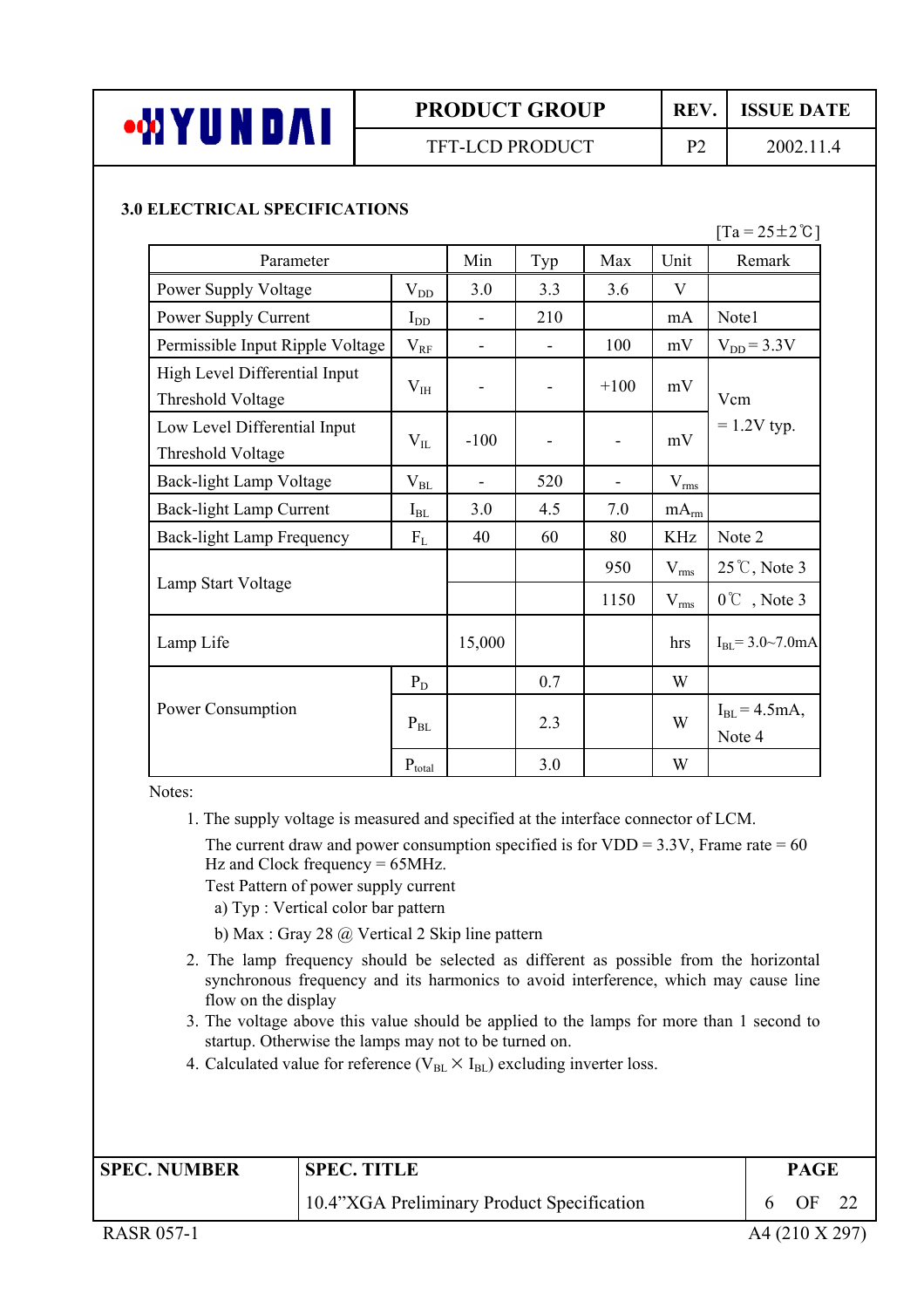## 3.0 ELECTRICAL SPECIFICATIONS

[Ta = 25±2℃]

| Parameter | | Min | Typ | Max | Unit | Remark |
|---|---|---|---|---|---|---|
| Power Supply Voltage | $V_{DD}$ | 3.0 | 3.3 | 3.6 | V | |
| Power Supply Current | $I_{DD}$ | - | 210 | | mA | Note1 |
| Permissible Input Ripple Voltage | $V_{RF}$ | - | - | 100 | mV | $V_{DD}$ = 3.3V |
| High Level Differential Input Threshold Voltage | $V_{IH}$ | - | - | +100 | mV | Vcm = 1.2V typ. |
| Low Level Differential Input Threshold Voltage | $V_{IL}$ | -100 | - | - | mV | |
| Back-light Lamp Voltage | $V_{BL}$ | - | 520 | - | $V_{rms}$ | |
| Back-light Lamp Current | $I_{BL}$ | 3.0 | 4.5 | 7.0 | $mA_{rm}$ | |
| Back-light Lamp Frequency | $F_L$ | 40 | 60 | 80 | KHz | Note 2 |
| Lamp Start Voltage | | | | 950 | $V_{rms}$ | 25℃, Note 3 |
| | | | | 1150 | $V_{rms}$ | 0℃ , Note 3 |
| Lamp Life | | 15,000 | | | hrs | $I_{BL}$= 3.0~7.0mA |
| Power Consumption | $P_D$ | | 0.7 | | W | |
| | $P_{BL}$ | | 2.3 | | W | $I_{BL}$ = 4.5mA, Note 4 |
| | $P_{total}$ | | 3.0 | | W | |

Notes:

1. The supply voltage is measured and specified at the interface connector of LCM.
   The current draw and power consumption specified is for VDD = 3.3V, Frame rate = 60 Hz and Clock frequency = 65MHz.
   Test Pattern of power supply current
   a) Typ : Vertical color bar pattern
   b) Max : Gray 28 @ Vertical 2 Skip line pattern
2. The lamp frequency should be selected as different as possible from the horizontal synchronous frequency and its harmonics to avoid interference, which may cause line flow on the display
3. The voltage above this value should be applied to the lamps for more than 1 second to startup. Otherwise the lamps may not to be turned on.
4. Calculated value for reference ($V_{BL} \times I_{BL}$) excluding inverter loss.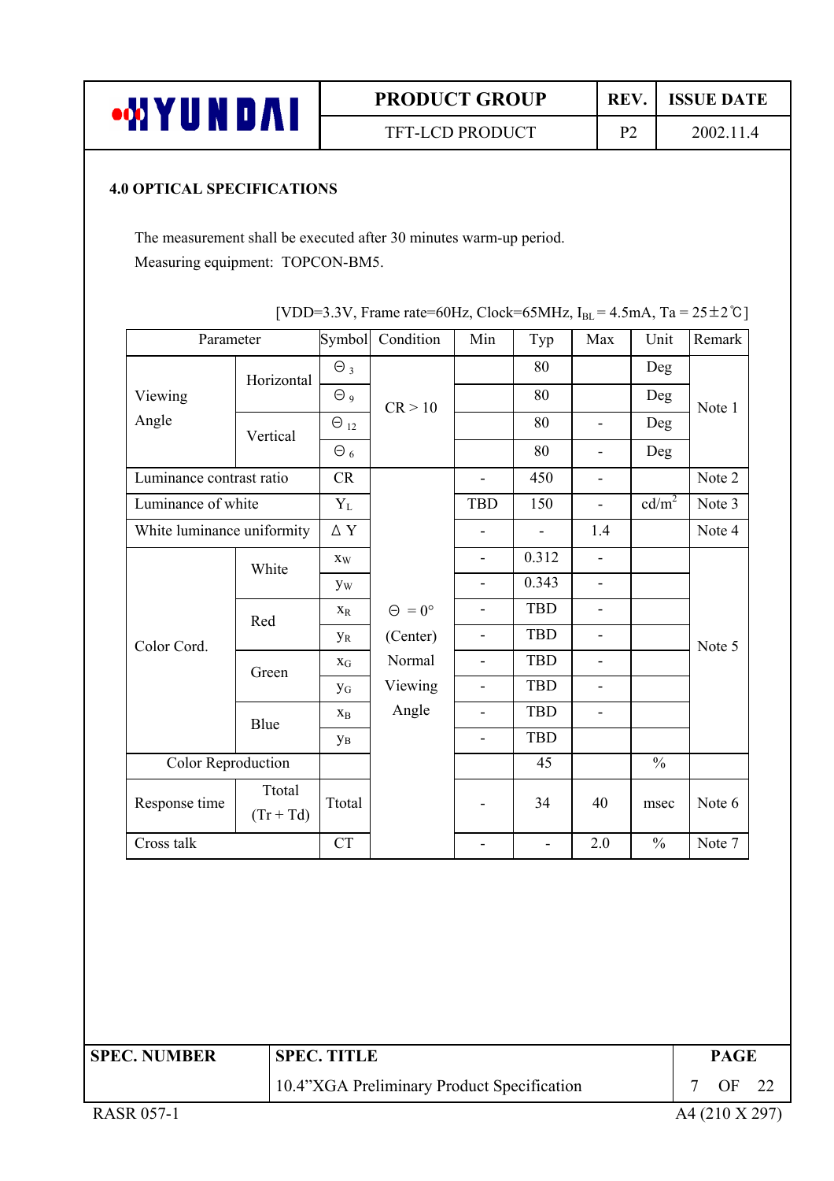## 4.0 OPTICAL SPECIFICATIONS

The measurement shall be executed after 30 minutes warm-up period.
Measuring equipment: TOPCON-BM5.

[VDD=3.3V, Frame rate=60Hz, Clock=65MHz, $I_{BL}$ = 4.5mA, Ta = 25±2℃]

| Parameter | | Symbol | Condition | Min | Typ | Max | Unit | Remark |
|---|---|---|---|---|---|---|---|---|
| Viewing Angle | Horizontal | $\Theta_3$ | CR > 10 | | 80 | | Deg | Note 1 |
| | | $\Theta_9$ | | | 80 | | Deg | |
| | Vertical | $\Theta_{12}$ | | | 80 | - | Deg | |
| | | $\Theta_6$ | | | 80 | - | Deg | |
| Luminance contrast ratio | | CR | $\Theta$ = 0° (Center) Normal Viewing Angle | - | 450 | - | | Note 2 |
| Luminance of white | | $Y_L$ | | TBD | 150 | - | cd/m² | Note 3 |
| White luminance uniformity | | Δ Y | | - | - | 1.4 | | Note 4 |
| Color Cord. | White | $x_W$ | | - | 0.312 | - | | Note 5 |
| | | $y_W$ | | - | 0.343 | - | | |
| | Red | $x_R$ | | - | TBD | - | | |
| | | $y_R$ | | - | TBD | - | | |
| | Green | $x_G$ | | - | TBD | - | | |
| | | $y_G$ | | - | TBD | - | | |
| | Blue | $x_B$ | | - | TBD | - | | |
| | | $y_B$ | | - | TBD | | | |
| Color Reproduction | | | | | 45 | | % | |
| Response time | Ttotal (Tr + Td) | Ttotal | | - | 34 | 40 | msec | Note 6 |
| Cross talk | | CT | | - | - | 2.0 | % | Note 7 |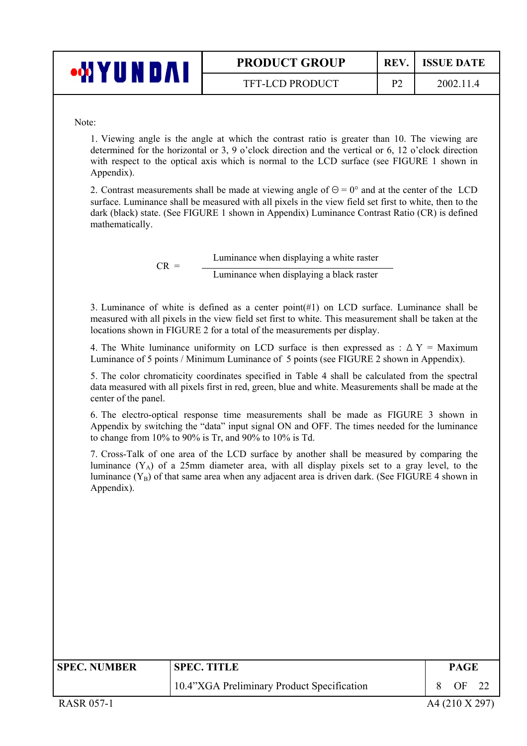Note:

1. Viewing angle is the angle at which the contrast ratio is greater than 10. The viewing are determined for the horizontal or 3, 9 o'clock direction and the vertical or 6, 12 o'clock direction with respect to the optical axis which is normal to the LCD surface (see FIGURE 1 shown in Appendix).

2. Contrast measurements shall be made at viewing angle of $\Theta = 0°$ and at the center of the LCD surface. Luminance shall be measured with all pixels in the view field set first to white, then to the dark (black) state. (See FIGURE 1 shown in Appendix) Luminance Contrast Ratio (CR) is defined mathematically.

$$CR = \frac{\text{Luminance when displaying a white raster}}{\text{Luminance when displaying a black raster}}$$

3. Luminance of white is defined as a center point(#1) on LCD surface. Luminance shall be measured with all pixels in the view field set first to white. This measurement shall be taken at the locations shown in FIGURE 2 for a total of the measurements per display.

4. The White luminance uniformity on LCD surface is then expressed as : $\Delta Y$ = Maximum Luminance of 5 points / Minimum Luminance of 5 points (see FIGURE 2 shown in Appendix).

5. The color chromaticity coordinates specified in Table 4 shall be calculated from the spectral data measured with all pixels first in red, green, blue and white. Measurements shall be made at the center of the panel.

6. The electro-optical response time measurements shall be made as FIGURE 3 shown in Appendix by switching the "data" input signal ON and OFF. The times needed for the luminance to change from 10% to 90% is Tr, and 90% to 10% is Td.

7. Cross-Talk of one area of the LCD surface by another shall be measured by comparing the luminance ($Y_A$) of a 25mm diameter area, with all display pixels set to a gray level, to the luminance ($Y_B$) of that same area when any adjacent area is driven dark. (See FIGURE 4 shown in Appendix).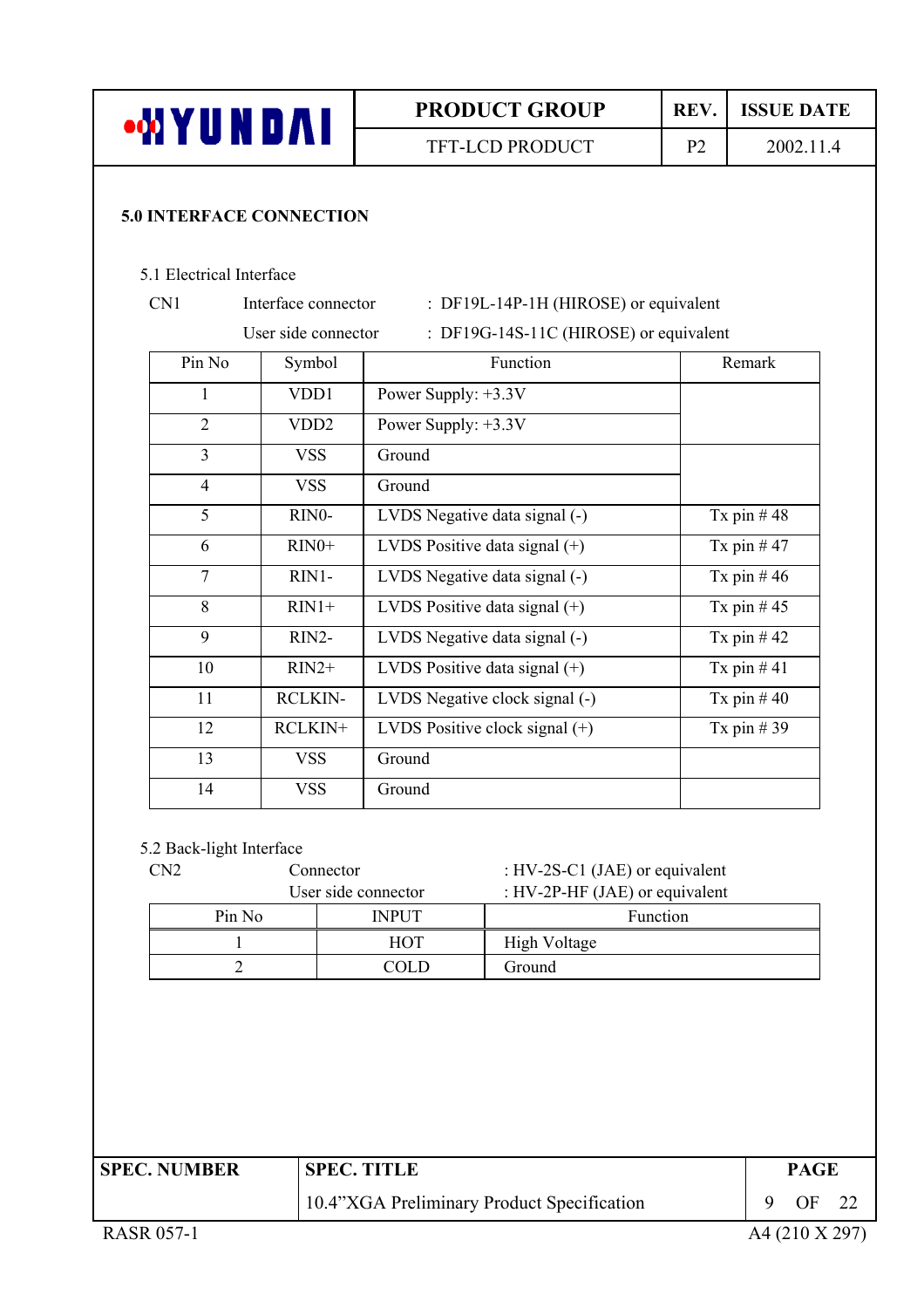## 5.0 INTERFACE CONNECTION

### 5.1 Electrical Interface

CN1 Interface connector : DF19L-14P-1H (HIROSE) or equivalent

User side connector : DF19G-14S-11C (HIROSE) or equivalent

| Pin No | Symbol | Function | Remark |
|---|---|---|---|
| 1 | VDD1 | Power Supply: +3.3V | |
| 2 | VDD2 | Power Supply: +3.3V | |
| 3 | VSS | Ground | |
| 4 | VSS | Ground | |
| 5 | RIN0- | LVDS Negative data signal (-) | Tx pin # 48 |
| 6 | RIN0+ | LVDS Positive data signal (+) | Tx pin # 47 |
| 7 | RIN1- | LVDS Negative data signal (-) | Tx pin # 46 |
| 8 | RIN1+ | LVDS Positive data signal (+) | Tx pin # 45 |
| 9 | RIN2- | LVDS Negative data signal (-) | Tx pin # 42 |
| 10 | RIN2+ | LVDS Positive data signal (+) | Tx pin # 41 |
| 11 | RCLKIN- | LVDS Negative clock signal (-) | Tx pin # 40 |
| 12 | RCLKIN+ | LVDS Positive clock signal (+) | Tx pin # 39 |
| 13 | VSS | Ground | |
| 14 | VSS | Ground | |

### 5.2 Back-light Interface

CN2 Connector : HV-2S-C1 (JAE) or equivalent

User side connector : HV-2P-HF (JAE) or equivalent

| Pin No | INPUT | Function |
|---|---|---|
| 1 | HOT | High Voltage |
| 2 | COLD | Ground |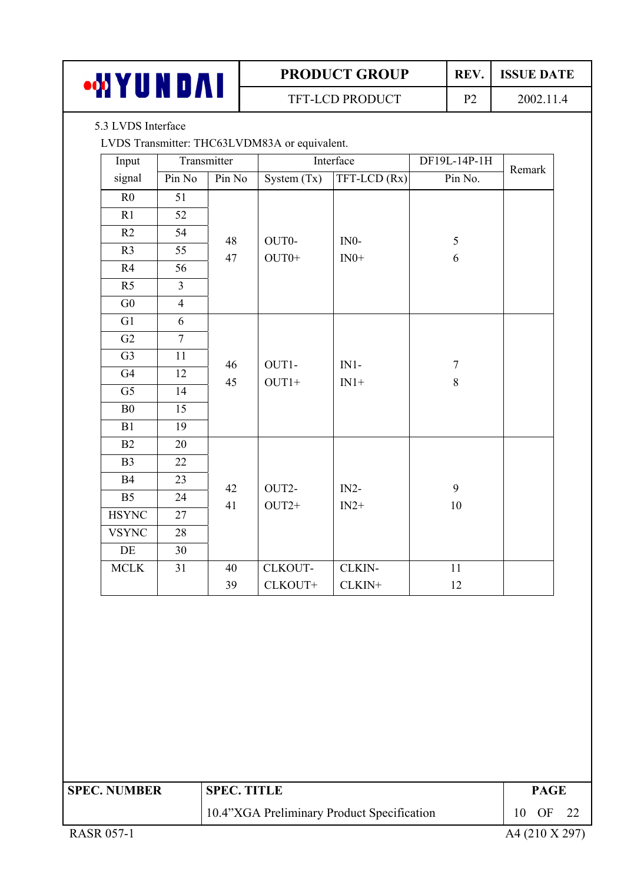5.3 LVDS Interface

LVDS Transmitter: THC63LVDM83A or equivalent.

| Input signal | Transmitter | | Interface | | DF19L-14P-1H | Remark |
|---|---|---|---|---|---|---|
| | Pin No | Pin No | System (Tx) | TFT-LCD (Rx) | Pin No. | |
| R0 | 51 | 48<br>47 | OUT0-<br>OUT0+ | IN0-<br>IN0+ | 5<br>6 | |
| R1 | 52 | | | | | |
| R2 | 54 | | | | | |
| R3 | 55 | | | | | |
| R4 | 56 | | | | | |
| R5 | 3 | | | | | |
| G0 | 4 | | | | | |
| G1 | 6 | 46<br>45 | OUT1-<br>OUT1+ | IN1-<br>IN1+ | 7<br>8 | |
| G2 | 7 | | | | | |
| G3 | 11 | | | | | |
| G4 | 12 | | | | | |
| G5 | 14 | | | | | |
| B0 | 15 | | | | | |
| B1 | 19 | | | | | |
| B2 | 20 | 42<br>41 | OUT2-<br>OUT2+ | IN2-<br>IN2+ | 9<br>10 | |
| B3 | 22 | | | | | |
| B4 | 23 | | | | | |
| B5 | 24 | | | | | |
| HSYNC | 27 | | | | | |
| VSYNC | 28 | | | | | |
| DE | 30 | | | | | |
| MCLK | 31 | 40<br>39 | CLKOUT-<br>CLKOUT+ | CLKIN-<br>CLKIN+ | 11<br>12 | |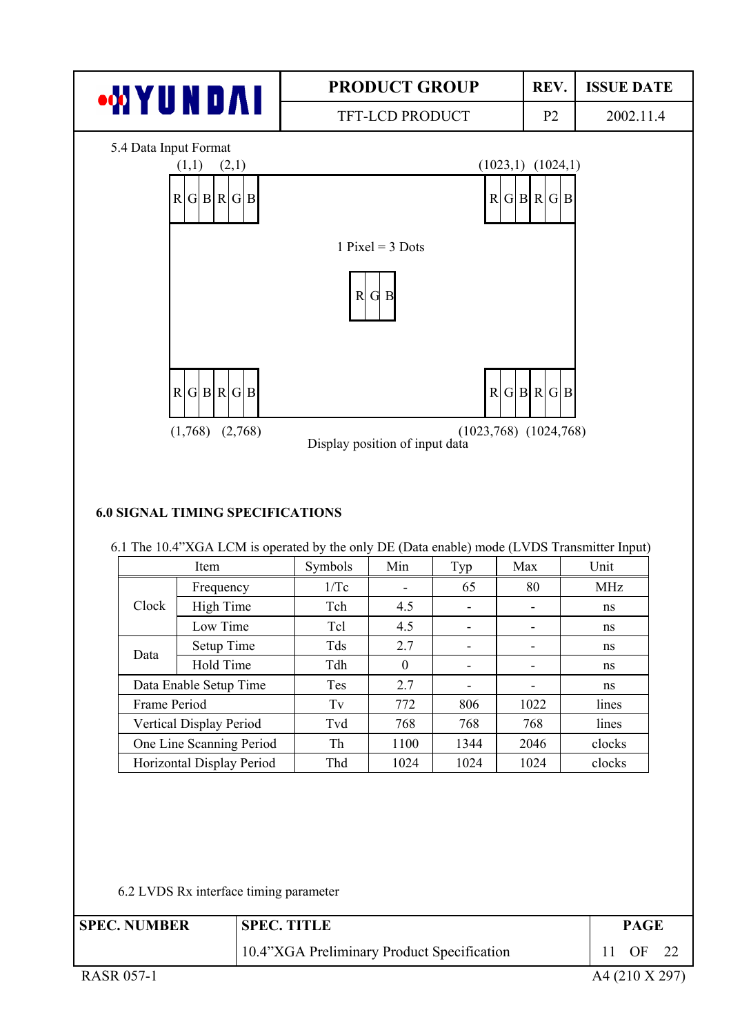5.4 Data Input Format

(1,1) (2,1) (1023,1) (1024,1)

R G B R G B ... R G B R G B

1 Pixel = 3 Dots

R G B

R G B R G B ... R G B R G B

(1,768) (2,768) (1023,768) (1024,768)

Display position of input data

### 6.0 SIGNAL TIMING SPECIFICATIONS

6.1 The 10.4"XGA LCM is operated by the only DE (Data enable) mode (LVDS Transmitter Input)

| Item | | Symbols | Min | Typ | Max | Unit |
|---|---|---|---|---|---|---|
| Clock | Frequency | 1/Tc | - | 65 | 80 | MHz |
| | High Time | Tch | 4.5 | - | - | ns |
| | Low Time | Tcl | 4.5 | - | - | ns |
| Data | Setup Time | Tds | 2.7 | - | - | ns |
| | Hold Time | Tdh | 0 | - | - | ns |
| Data Enable Setup Time | | Tes | 2.7 | - | - | ns |
| Frame Period | | Tv | 772 | 806 | 1022 | lines |
| Vertical Display Period | | Tvd | 768 | 768 | 768 | lines |
| One Line Scanning Period | | Th | 1100 | 1344 | 2046 | clocks |
| Horizontal Display Period | | Thd | 1024 | 1024 | 1024 | clocks |

6.2 LVDS Rx interface timing parameter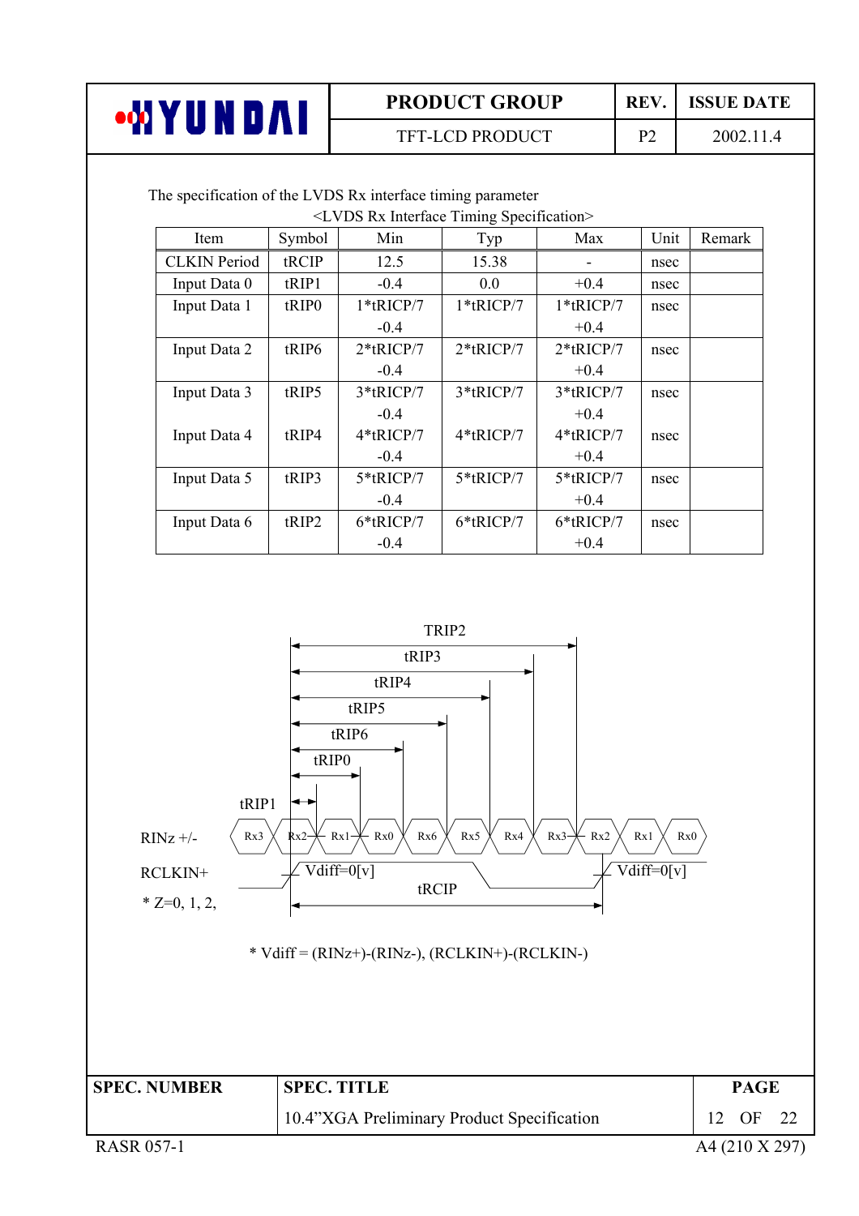The specification of the LVDS Rx interface timing parameter

<LVDS Rx Interface Timing Specification>

| Item | Symbol | Min | Typ | Max | Unit | Remark |
|---|---|---|---|---|---|---|
| CLKIN Period | tRCIP | 12.5 | 15.38 | - | nsec | |
| Input Data 0 | tRIP1 | -0.4 | 0.0 | +0.4 | nsec | |
| Input Data 1 | tRIP0 | 1*tRICP/7 -0.4 | 1*tRICP/7 | 1*tRICP/7 +0.4 | nsec | |
| Input Data 2 | tRIP6 | 2*tRICP/7 -0.4 | 2*tRICP/7 | 2*tRICP/7 +0.4 | nsec | |
| Input Data 3 | tRIP5 | 3*tRICP/7 -0.4 | 3*tRICP/7 | 3*tRICP/7 +0.4 | nsec | |
| Input Data 4 | tRIP4 | 4*tRICP/7 -0.4 | 4*tRICP/7 | 4*tRICP/7 +0.4 | nsec | |
| Input Data 5 | tRIP3 | 5*tRICP/7 -0.4 | 5*tRICP/7 | 5*tRICP/7 +0.4 | nsec | |
| Input Data 6 | tRIP2 | 6*tRICP/7 -0.4 | 6*tRICP/7 | 6*tRICP/7 +0.4 | nsec | |

TRIP2

tRIP3

tRIP4

tRIP5

tRIP6

tRIP0

tRIP1

RINz +/- : Rx3, Rx2, Rx1, Rx0, Rx6, Rx5, Rx4, Rx3, Rx2, Rx1, Rx0

RCLKIN+ : Vdiff=0[v], Vdiff=0[v]

tRCIP

* Z=0, 1, 2,

* Vdiff = (RINz+)-(RINz-), (RCLKIN+)-(RCLKIN-)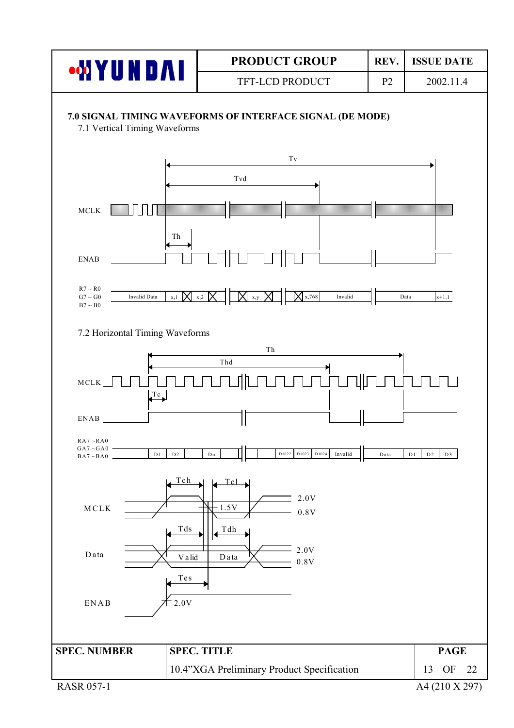## 7.0 SIGNAL TIMING WAVEFORMS OF INTERFACE SIGNAL (DE MODE)

### 7.1 Vertical Timing Waveforms

Tv

Tvd

MCLK

Th

ENAB

R7 ~ R0
G7 ~ G0
B7 ~ B0

Invalid Data | x,1 | x,2 | x,y | x,768 | Invalid | Data | x+1,1

### 7.2 Horizontal Timing Waveforms

Th

Thd

MCLK

Tc

ENAB

RA7 ~RA0
GA7 ~GA0
BA7 ~BA0

D1 | D2 | Dn | D1022 | D1023 | D1024 | Invalid | Data | D1 | D2 | D3

Tch　Tcl

MCLK　1.5V　2.0V　0.8V

Tds　Tdh

Data　Valid　Data　2.0V　0.8V

Tes

ENAB　2.0V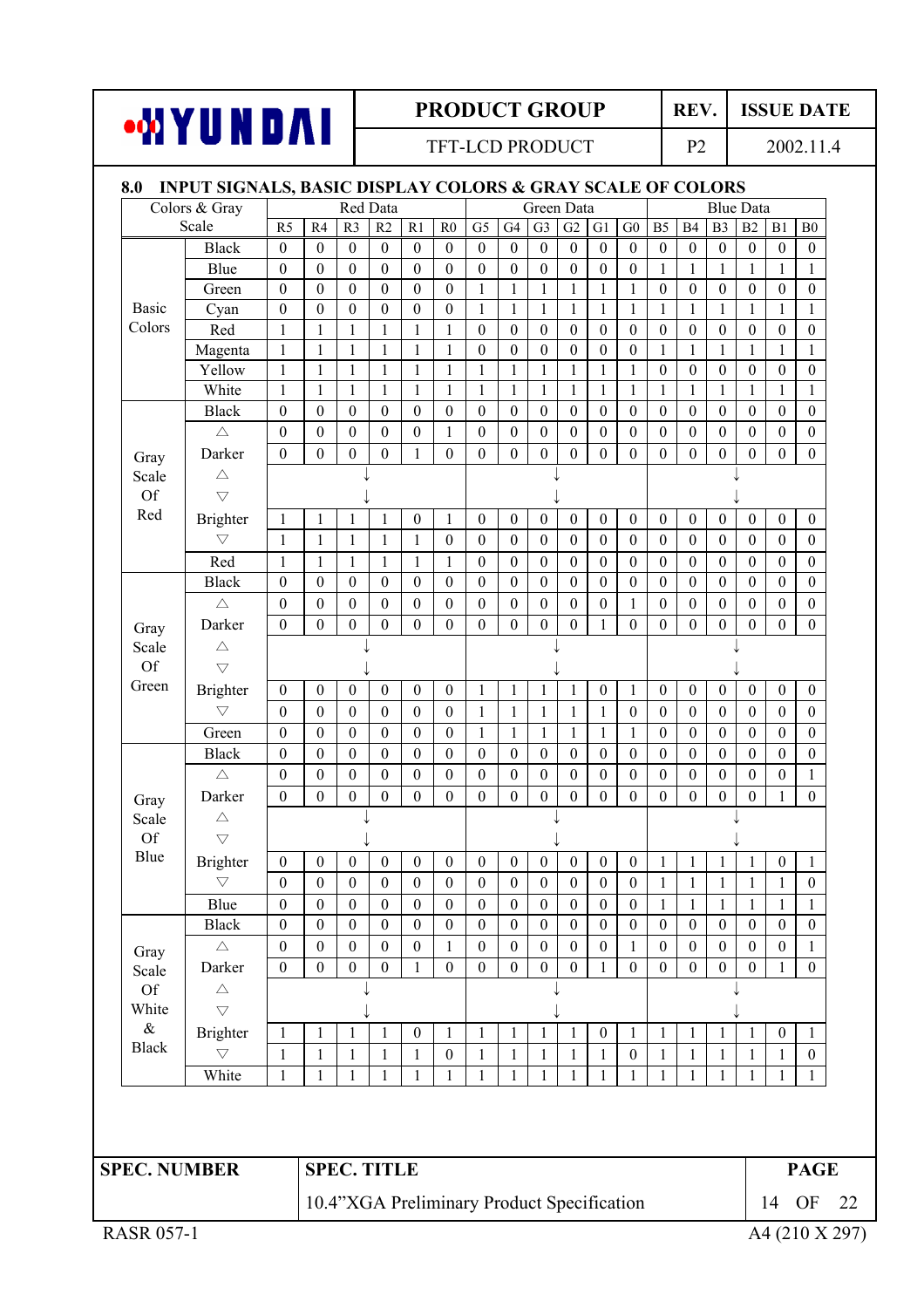## 8.0 INPUT SIGNALS, BASIC DISPLAY COLORS & GRAY SCALE OF COLORS

| Colors & Gray Scale | | Red Data | | | | | | Green Data | | | | | | Blue Data | | | | | |
|---|---|---|---|---|---|---|---|---|---|---|---|---|---|---|---|---|---|---|---|
| | | R5 | R4 | R3 | R2 | R1 | R0 | G5 | G4 | G3 | G2 | G1 | G0 | B5 | B4 | B3 | B2 | B1 | B0 |
| Basic Colors | Black | 0 | 0 | 0 | 0 | 0 | 0 | 0 | 0 | 0 | 0 | 0 | 0 | 0 | 0 | 0 | 0 | 0 | 0 |
| | Blue | 0 | 0 | 0 | 0 | 0 | 0 | 0 | 0 | 0 | 0 | 0 | 0 | 1 | 1 | 1 | 1 | 1 | 1 |
| | Green | 0 | 0 | 0 | 0 | 0 | 0 | 1 | 1 | 1 | 1 | 1 | 1 | 0 | 0 | 0 | 0 | 0 | 0 |
| | Cyan | 0 | 0 | 0 | 0 | 0 | 0 | 1 | 1 | 1 | 1 | 1 | 1 | 1 | 1 | 1 | 1 | 1 | 1 |
| | Red | 1 | 1 | 1 | 1 | 1 | 1 | 0 | 0 | 0 | 0 | 0 | 0 | 0 | 0 | 0 | 0 | 0 | 0 |
| | Magenta | 1 | 1 | 1 | 1 | 1 | 1 | 0 | 0 | 0 | 0 | 0 | 0 | 1 | 1 | 1 | 1 | 1 | 1 |
| | Yellow | 1 | 1 | 1 | 1 | 1 | 1 | 1 | 1 | 1 | 1 | 1 | 1 | 0 | 0 | 0 | 0 | 0 | 0 |
| | White | 1 | 1 | 1 | 1 | 1 | 1 | 1 | 1 | 1 | 1 | 1 | 1 | 1 | 1 | 1 | 1 | 1 | 1 |
| Gray Scale Of Red | Black | 0 | 0 | 0 | 0 | 0 | 0 | 0 | 0 | 0 | 0 | 0 | 0 | 0 | 0 | 0 | 0 | 0 | 0 |
| | △ | 0 | 0 | 0 | 0 | 0 | 1 | 0 | 0 | 0 | 0 | 0 | 0 | 0 | 0 | 0 | 0 | 0 | 0 |
| | Darker | 0 | 0 | 0 | 0 | 1 | 0 | 0 | 0 | 0 | 0 | 0 | 0 | 0 | 0 | 0 | 0 | 0 | 0 |
| | △ | ↓ | | | | | | ↓ | | | | | | ↓ | | | | | |
| | ▽ | ↓ | | | | | | ↓ | | | | | | ↓ | | | | | |
| | Brighter | 1 | 1 | 1 | 1 | 0 | 1 | 0 | 0 | 0 | 0 | 0 | 0 | 0 | 0 | 0 | 0 | 0 | 0 |
| | ▽ | 1 | 1 | 1 | 1 | 1 | 0 | 0 | 0 | 0 | 0 | 0 | 0 | 0 | 0 | 0 | 0 | 0 | 0 |
| | Red | 1 | 1 | 1 | 1 | 1 | 1 | 0 | 0 | 0 | 0 | 0 | 0 | 0 | 0 | 0 | 0 | 0 | 0 |
| Gray Scale Of Green | Black | 0 | 0 | 0 | 0 | 0 | 0 | 0 | 0 | 0 | 0 | 0 | 0 | 0 | 0 | 0 | 0 | 0 | 0 |
| | △ | 0 | 0 | 0 | 0 | 0 | 0 | 0 | 0 | 0 | 0 | 0 | 1 | 0 | 0 | 0 | 0 | 0 | 0 |
| | Darker | 0 | 0 | 0 | 0 | 0 | 0 | 0 | 0 | 0 | 0 | 1 | 0 | 0 | 0 | 0 | 0 | 0 | 0 |
| | △ | ↓ | | | | | | ↓ | | | | | | ↓ | | | | | |
| | ▽ | ↓ | | | | | | ↓ | | | | | | ↓ | | | | | |
| | Brighter | 0 | 0 | 0 | 0 | 0 | 0 | 1 | 1 | 1 | 1 | 0 | 1 | 0 | 0 | 0 | 0 | 0 | 0 |
| | ▽ | 0 | 0 | 0 | 0 | 0 | 0 | 1 | 1 | 1 | 1 | 1 | 0 | 0 | 0 | 0 | 0 | 0 | 0 |
| | Green | 0 | 0 | 0 | 0 | 0 | 0 | 1 | 1 | 1 | 1 | 1 | 1 | 0 | 0 | 0 | 0 | 0 | 0 |
| Gray Scale Of Blue | Black | 0 | 0 | 0 | 0 | 0 | 0 | 0 | 0 | 0 | 0 | 0 | 0 | 0 | 0 | 0 | 0 | 0 | 0 |
| | △ | 0 | 0 | 0 | 0 | 0 | 0 | 0 | 0 | 0 | 0 | 0 | 0 | 0 | 0 | 0 | 0 | 0 | 1 |
| | Darker | 0 | 0 | 0 | 0 | 0 | 0 | 0 | 0 | 0 | 0 | 0 | 0 | 0 | 0 | 0 | 0 | 1 | 0 |
| | △ | ↓ | | | | | | ↓ | | | | | | ↓ | | | | | |
| | ▽ | ↓ | | | | | | ↓ | | | | | | ↓ | | | | | |
| | Brighter | 0 | 0 | 0 | 0 | 0 | 0 | 0 | 0 | 0 | 0 | 0 | 0 | 1 | 1 | 1 | 1 | 0 | 1 |
| | ▽ | 0 | 0 | 0 | 0 | 0 | 0 | 0 | 0 | 0 | 0 | 0 | 0 | 1 | 1 | 1 | 1 | 1 | 0 |
| | Blue | 0 | 0 | 0 | 0 | 0 | 0 | 0 | 0 | 0 | 0 | 0 | 0 | 1 | 1 | 1 | 1 | 1 | 1 |
| Gray Scale Of White & Black | Black | 0 | 0 | 0 | 0 | 0 | 0 | 0 | 0 | 0 | 0 | 0 | 0 | 0 | 0 | 0 | 0 | 0 | 0 |
| | △ | 0 | 0 | 0 | 0 | 0 | 1 | 0 | 0 | 0 | 0 | 0 | 1 | 0 | 0 | 0 | 0 | 0 | 1 |
| | Darker | 0 | 0 | 0 | 0 | 1 | 0 | 0 | 0 | 0 | 0 | 1 | 0 | 0 | 0 | 0 | 0 | 1 | 0 |
| | △ | ↓ | | | | | | ↓ | | | | | | ↓ | | | | | |
| | ▽ | ↓ | | | | | | ↓ | | | | | | ↓ | | | | | |
| | Brighter | 1 | 1 | 1 | 1 | 0 | 1 | 1 | 1 | 1 | 1 | 0 | 1 | 1 | 1 | 1 | 1 | 0 | 1 |
| | ▽ | 1 | 1 | 1 | 1 | 1 | 0 | 1 | 1 | 1 | 1 | 1 | 0 | 1 | 1 | 1 | 1 | 1 | 0 |
| | White | 1 | 1 | 1 | 1 | 1 | 1 | 1 | 1 | 1 | 1 | 1 | 1 | 1 | 1 | 1 | 1 | 1 | 1 |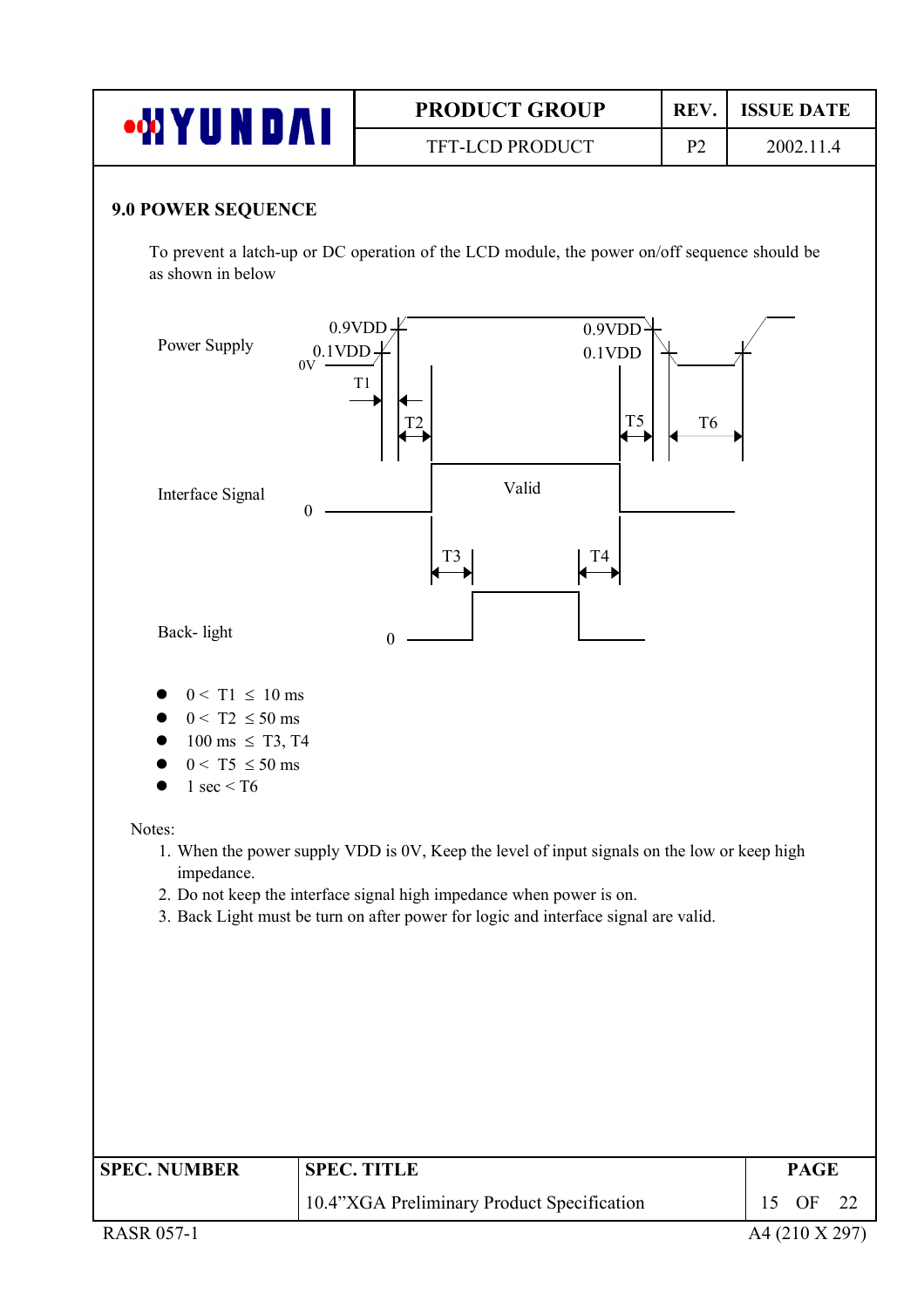## 9.0 POWER SEQUENCE

To prevent a latch-up or DC operation of the LCD module, the power on/off sequence should be as shown in below

Power Supply 0.9VDD 0.1VDD 0V T1 T2 0.9VDD 0.1VDD T5 T6

Interface Signal 0 Valid T3 T4

Back- light 0

- $0 < T1 \leq 10$ ms
- $0 < T2 \leq 50$ ms
- $100$ ms $\leq T3, T4$
- $0 < T5 \leq 50$ ms
- $1$ sec $< T6$

Notes:

1. When the power supply VDD is 0V, Keep the level of input signals on the low or keep high impedance.
2. Do not keep the interface signal high impedance when power is on.
3. Back Light must be turn on after power for logic and interface signal are valid.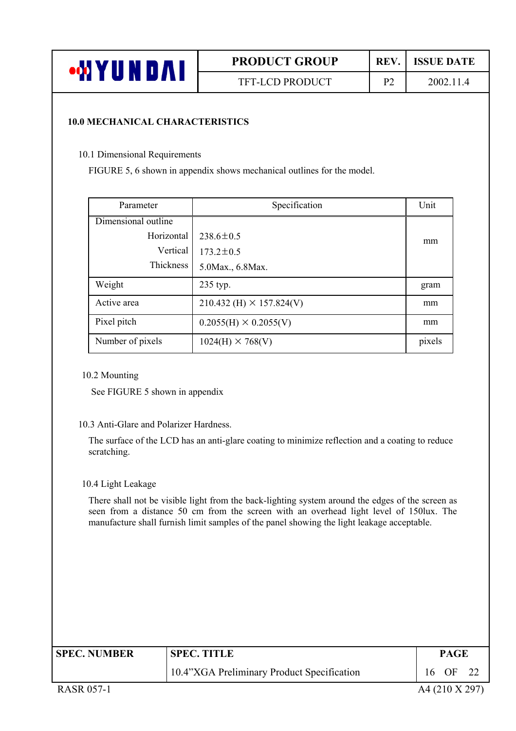## 10.0 MECHANICAL CHARACTERISTICS

### 10.1 Dimensional Requirements

FIGURE 5, 6 shown in appendix shows mechanical outlines for the model.

| Parameter | Specification | Unit |
|---|---|---|
| Dimensional outline<br>Horizontal<br>Vertical<br>Thickness | <br>238.6±0.5<br>173.2±0.5<br>5.0Max., 6.8Max. | mm |
| Weight | 235 typ. | gram |
| Active area | 210.432 (H) × 157.824(V) | mm |
| Pixel pitch | 0.2055(H) × 0.2055(V) | mm |
| Number of pixels | 1024(H) × 768(V) | pixels |

### 10.2 Mounting

See FIGURE 5 shown in appendix

### 10.3 Anti-Glare and Polarizer Hardness.

The surface of the LCD has an anti-glare coating to minimize reflection and a coating to reduce scratching.

### 10.4 Light Leakage

There shall not be visible light from the back-lighting system around the edges of the screen as seen from a distance 50 cm from the screen with an overhead light level of 150lux. The manufacture shall furnish limit samples of the panel showing the light leakage acceptable.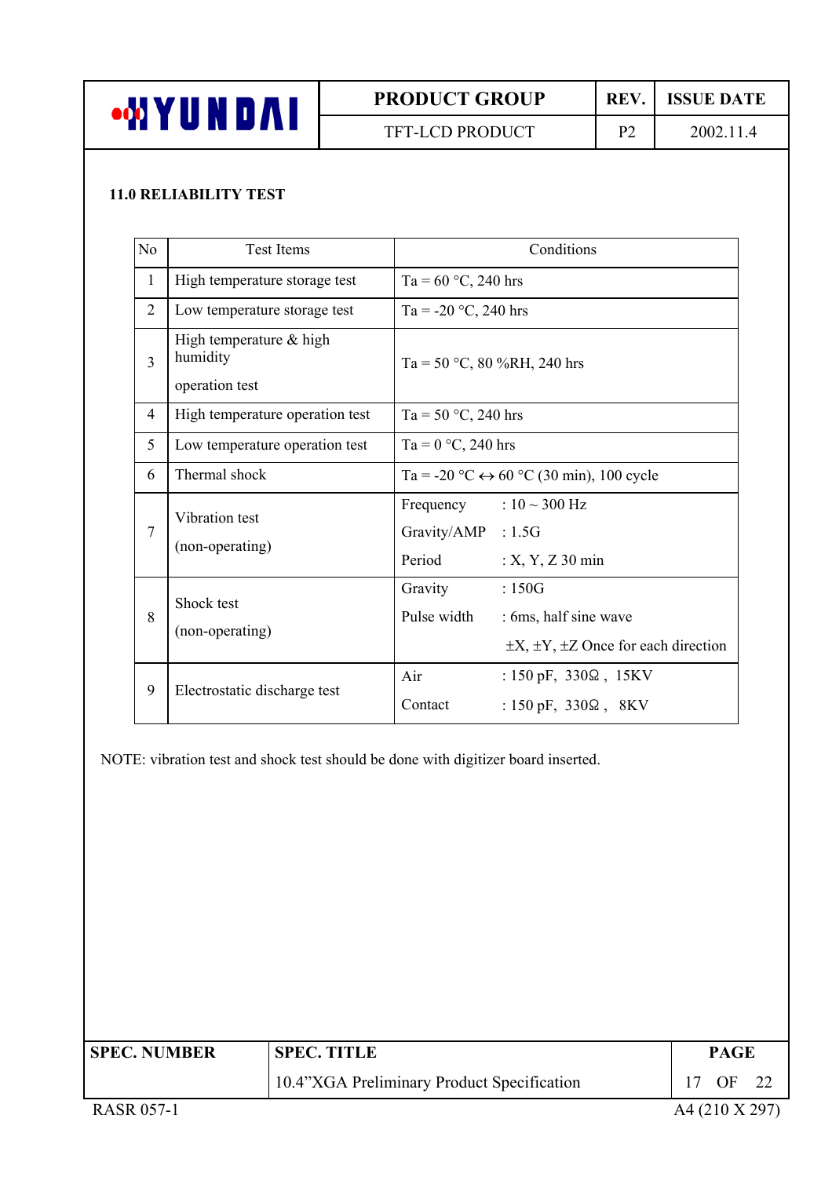## 11.0 RELIABILITY TEST

| No | Test Items | Conditions |
|---|---|---|
| 1 | High temperature storage test | Ta = 60 °C, 240 hrs |
| 2 | Low temperature storage test | Ta = -20 °C, 240 hrs |
| 3 | High temperature & high humidity operation test | Ta = 50 °C, 80 %RH, 240 hrs |
| 4 | High temperature operation test | Ta = 50 °C, 240 hrs |
| 5 | Low temperature operation test | Ta = 0 °C, 240 hrs |
| 6 | Thermal shock | Ta = -20 °C ↔ 60 °C (30 min), 100 cycle |
| 7 | Vibration test (non-operating) | Frequency : 10 ~ 300 Hz<br>Gravity/AMP : 1.5G<br>Period : X, Y, Z 30 min |
| 8 | Shock test (non-operating) | Gravity : 150G<br>Pulse width : 6ms, half sine wave<br>±X, ±Y, ±Z Once for each direction |
| 9 | Electrostatic discharge test | Air : 150 pF, 330Ω , 15KV<br>Contact : 150 pF, 330Ω , 8KV |

NOTE: vibration test and shock test should be done with digitizer board inserted.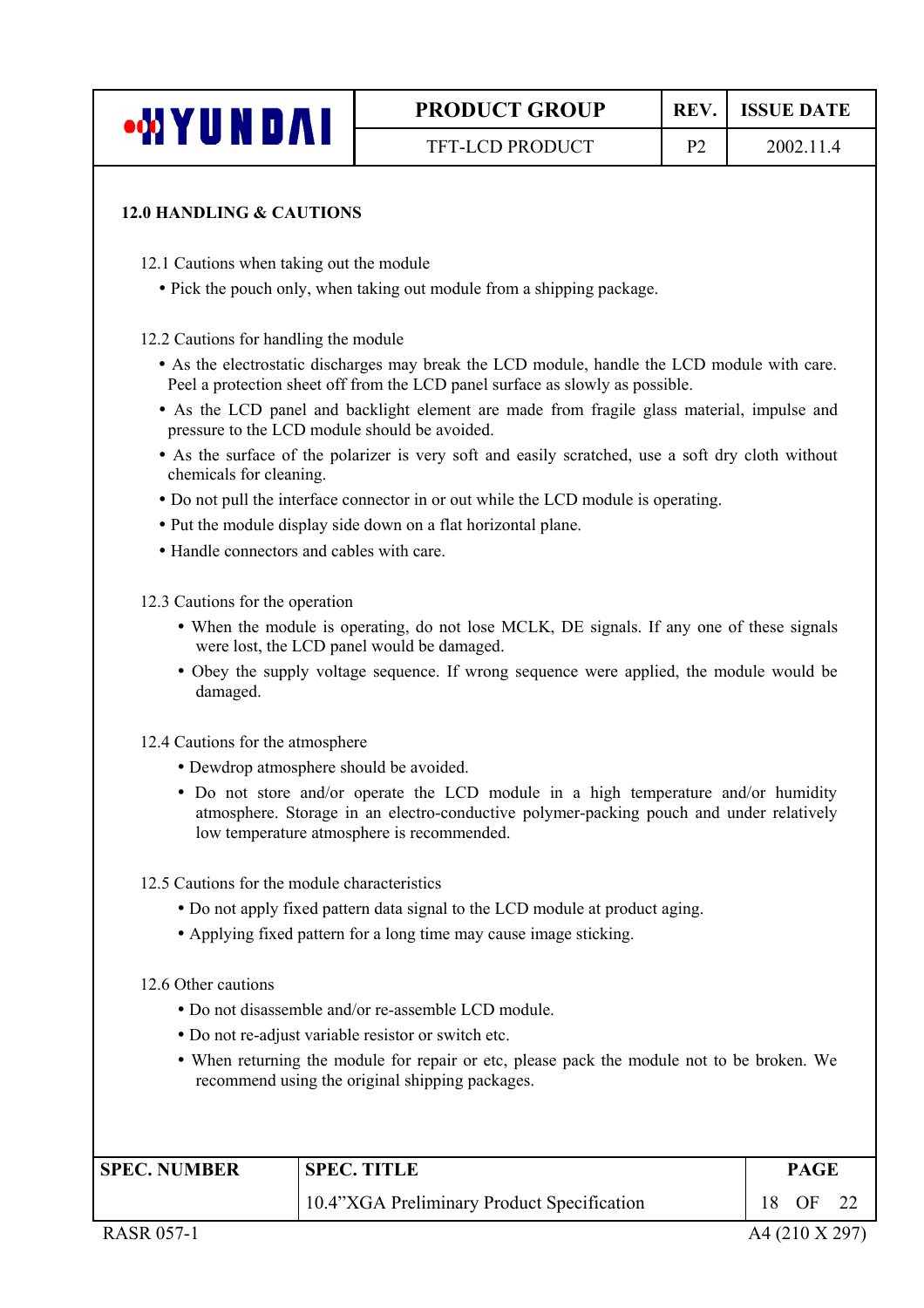## 12.0 HANDLING & CAUTIONS

### 12.1 Cautions when taking out the module

- Pick the pouch only, when taking out module from a shipping package.

### 12.2 Cautions for handling the module

- As the electrostatic discharges may break the LCD module, handle the LCD module with care. Peel a protection sheet off from the LCD panel surface as slowly as possible.
- As the LCD panel and backlight element are made from fragile glass material, impulse and pressure to the LCD module should be avoided.
- As the surface of the polarizer is very soft and easily scratched, use a soft dry cloth without chemicals for cleaning.
- Do not pull the interface connector in or out while the LCD module is operating.
- Put the module display side down on a flat horizontal plane.
- Handle connectors and cables with care.

### 12.3 Cautions for the operation

- When the module is operating, do not lose MCLK, DE signals. If any one of these signals were lost, the LCD panel would be damaged.
- Obey the supply voltage sequence. If wrong sequence were applied, the module would be damaged.

### 12.4 Cautions for the atmosphere

- Dewdrop atmosphere should be avoided.
- Do not store and/or operate the LCD module in a high temperature and/or humidity atmosphere. Storage in an electro-conductive polymer-packing pouch and under relatively low temperature atmosphere is recommended.

### 12.5 Cautions for the module characteristics

- Do not apply fixed pattern data signal to the LCD module at product aging.
- Applying fixed pattern for a long time may cause image sticking.

### 12.6 Other cautions

- Do not disassemble and/or re-assemble LCD module.
- Do not re-adjust variable resistor or switch etc.
- When returning the module for repair or etc, please pack the module not to be broken. We recommend using the original shipping packages.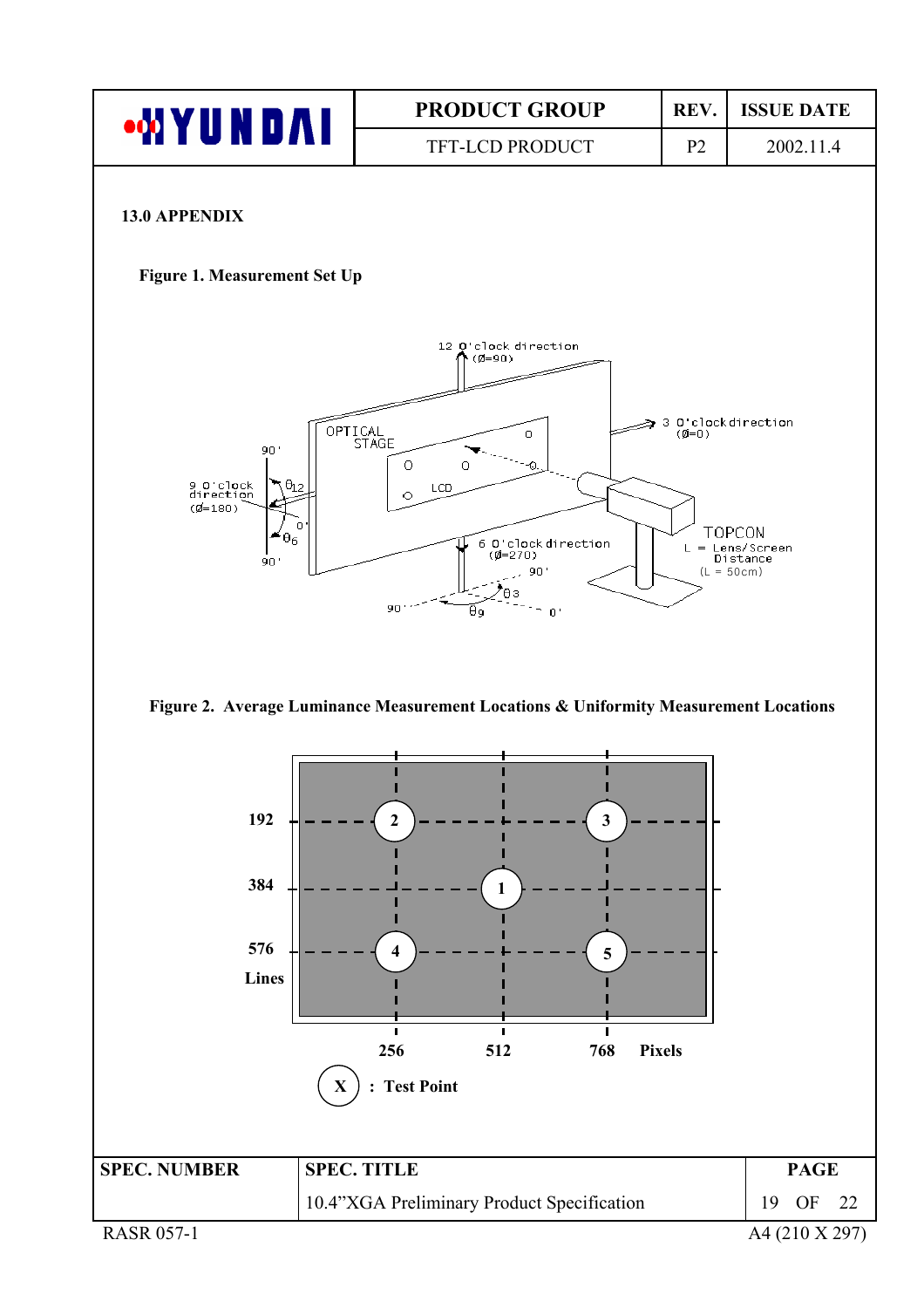## 13.0 APPENDIX

**Figure 1. Measurement Set Up**

12 O'clock direction (Ø=90)

3 O'clock direction (Ø=0)

9 O'clock direction (Ø=180)

6 O'clock direction (Ø=270)

OPTICAL STAGE

LCD

TOPCON

L = Lens/Screen Distance (L = 50cm)

$\theta_{12}$, $\theta_6$, $\theta_3$, $\theta_9$ — 90', 0', 90'

**Figure 2. Average Luminance Measurement Locations & Uniformity Measurement Locations**

Lines: 192, 384, 576

Pixels: 256, 512, 768

Test points: 1, 2, 3, 4, 5

(X) : Test Point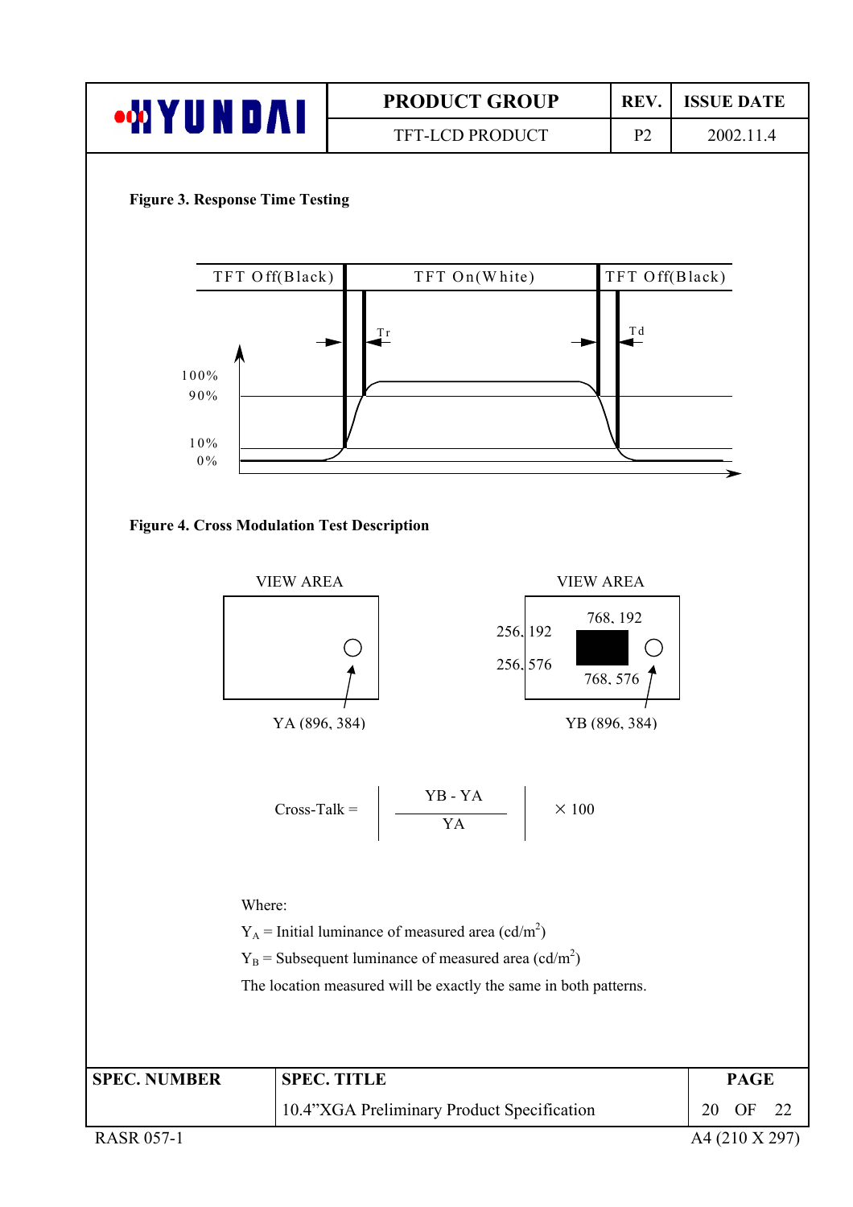**Figure 3. Response Time Testing**

TFT Off(Black) | TFT On(White) | TFT Off(Black)

Tr

Td

100%

90%

10%

0%

**Figure 4. Cross Modulation Test Description**

VIEW AREA

YA (896, 384)

VIEW AREA

256, 192

768, 192

256, 576

768, 576

YB (896, 384)

$$\text{Cross-Talk} = \left| \frac{YB - YA}{YA} \right| \times 100$$

Where:

$Y_A$ = Initial luminance of measured area (cd/m$^2$)

$Y_B$ = Subsequent luminance of measured area (cd/m$^2$)

The location measured will be exactly the same in both patterns.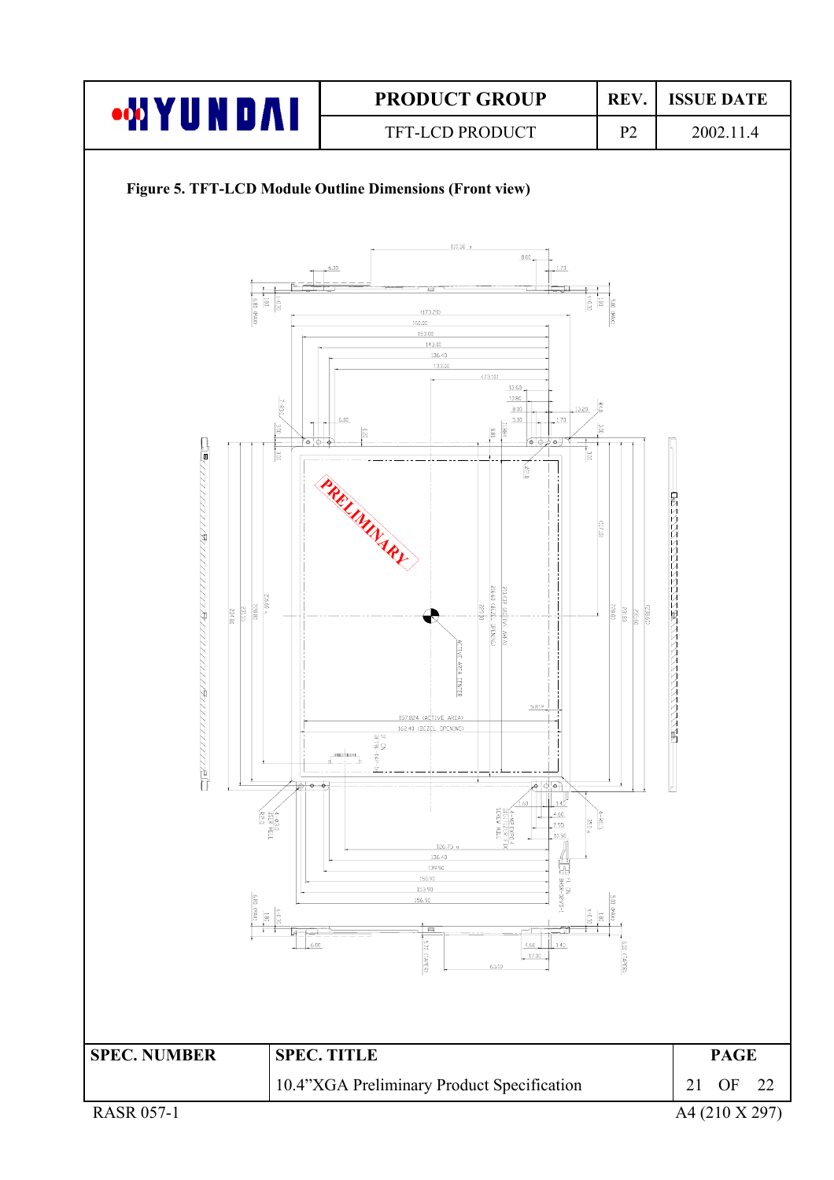**Figure 5. TFT-LCD Module Outline Dimensions (Front view)**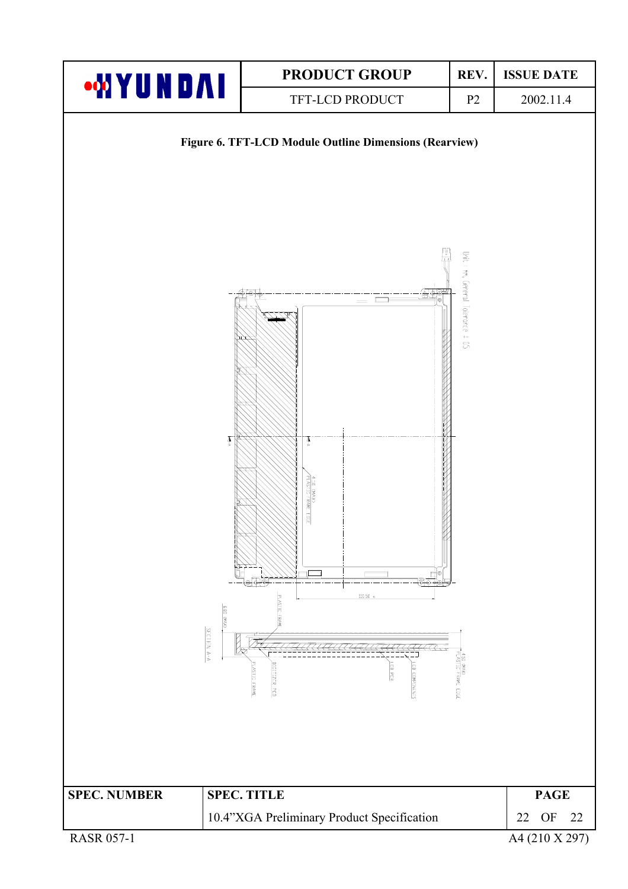**Figure 6. TFT-LCD Module Outline Dimensions (Rearview)**

Unit: mm, General Tolerance ± 0.5

4.10 (MAX)
PLASTIC FRAME EDGE

110.50

6.80 (MAX)

SECTION A-A

PLASTIC FRAME

PLASTIC FRAME

DIGITIZER PCB

LCD PCB

LCD COMPONENTS

4.50 (MAX)
PLASTIC FRAME EDGE